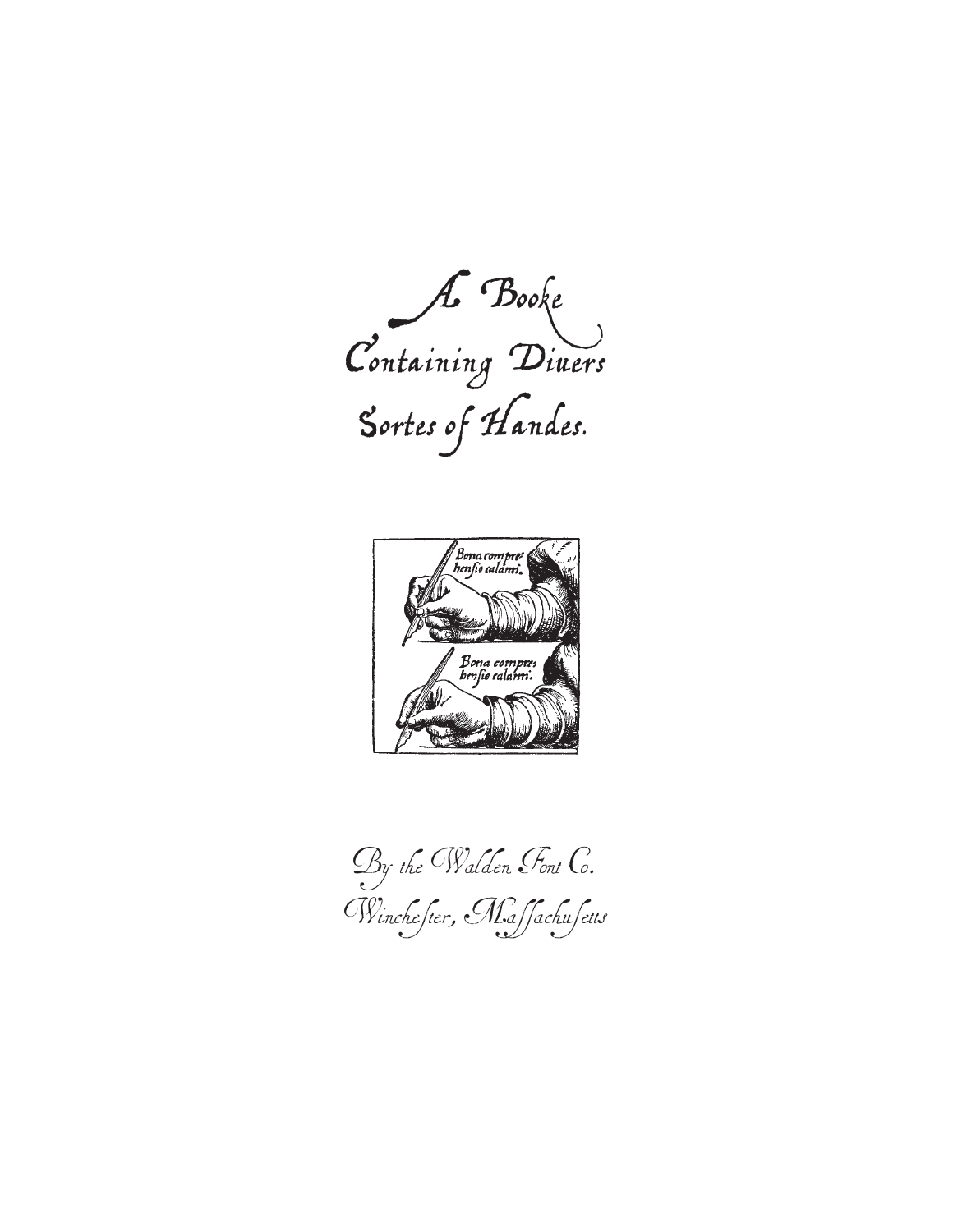# A Booke Containing Diuers Sortes of Handes.

Bona compre: hensio calami.

Bona compre: hensio calami.

*By the Walden Font Co.*
*Winchester, Massachusetts*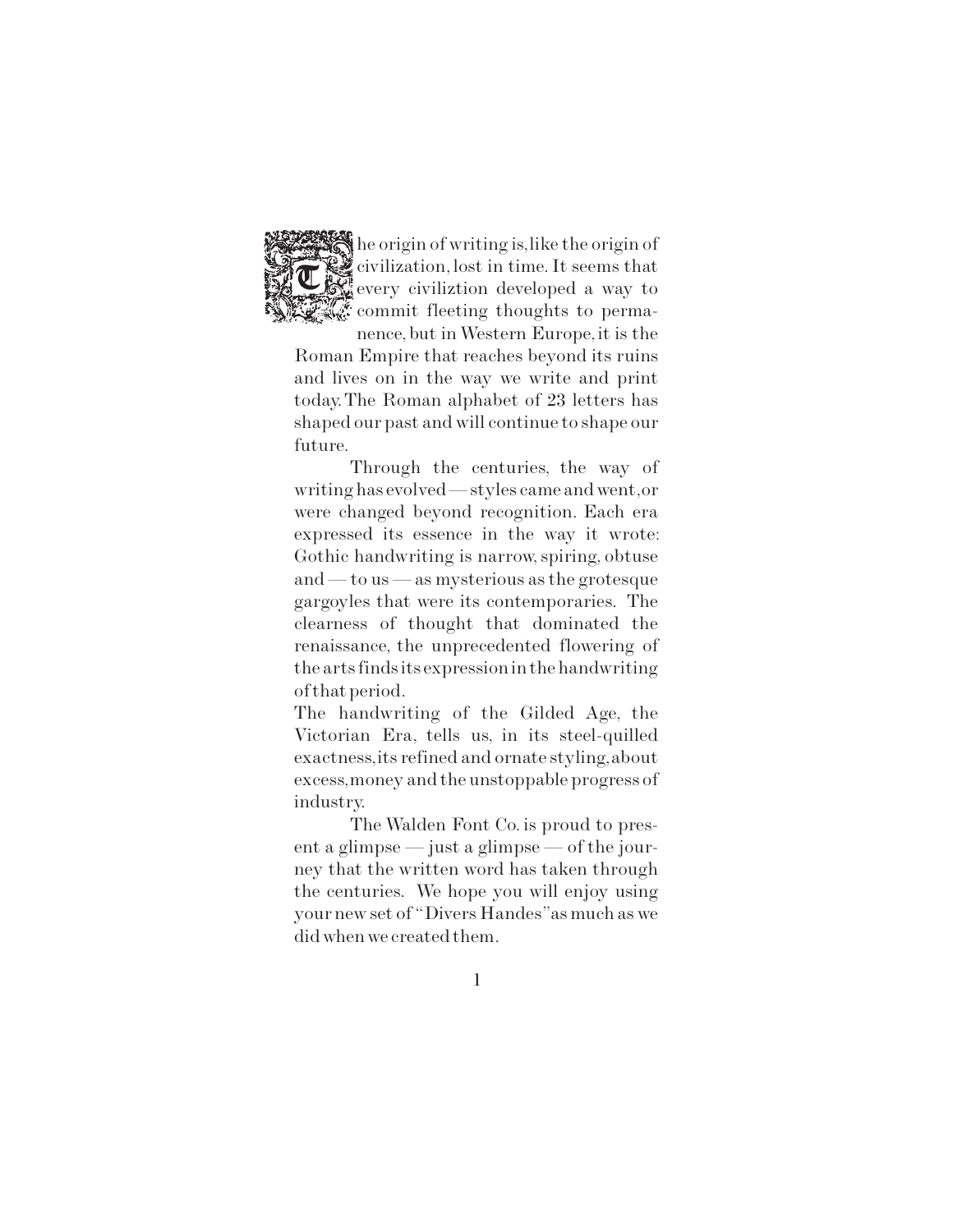The origin of writing is, like the origin of civilization, lost in time. It seems that every civiliztion developed a way to commit fleeting thoughts to permanence, but in Western Europe, it is the Roman Empire that reaches beyond its ruins and lives on in the way we write and print today. The Roman alphabet of 23 letters has shaped our past and will continue to shape our future.

Through the centuries, the way of writing has evolved — styles came and went, or were changed beyond recognition. Each era expressed its essence in the way it wrote: Gothic handwriting is narrow, spiring, obtuse and — to us — as mysterious as the grotesque gargoyles that were its contemporaries. The clearness of thought that dominated the renaissance, the unprecedented flowering of the arts finds its expression in the handwriting of that period.

The handwriting of the Gilded Age, the Victorian Era, tells us, in its steel-quilled exactness, its refined and ornate styling, about excess, money and the unstoppable progress of industry.

The Walden Font Co. is proud to present a glimpse — just a glimpse — of the journey that the written word has taken through the centuries. We hope you will enjoy using your new set of "Divers Handes" as much as we did when we created them.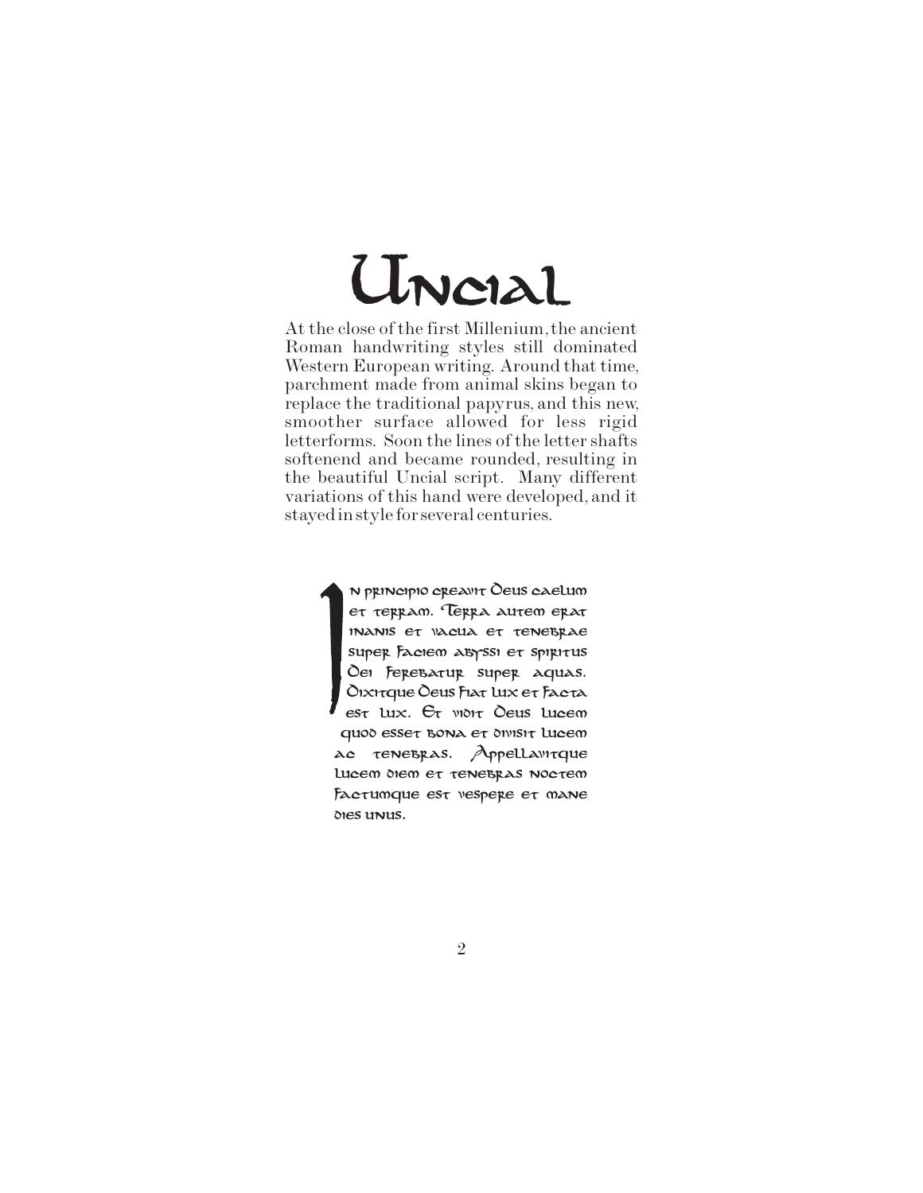# Uncial

At the close of the first Millenium, the ancient Roman handwriting styles still dominated Western European writing. Around that time, parchment made from animal skins began to replace the traditional papyrus, and this new, smoother surface allowed for less rigid letterforms. Soon the lines of the letter shafts softenend and became rounded, resulting in the beautiful Uncial script. Many different variations of this hand were developed, and it stayed in style for several centuries.

In principio creavit Deus caelum et terram. Terra autem erat inanis et vacua et tenebrae super faciem abyssi et spiritus Dei ferebatur super aquas. Dixitque Deus fiat lux et facta est lux. Et vidit Deus lucem quod esset bona et divisit lucem ac tenebras. Appellavitque lucem diem et tenebras noctem factumque est vespere et mane dies unus.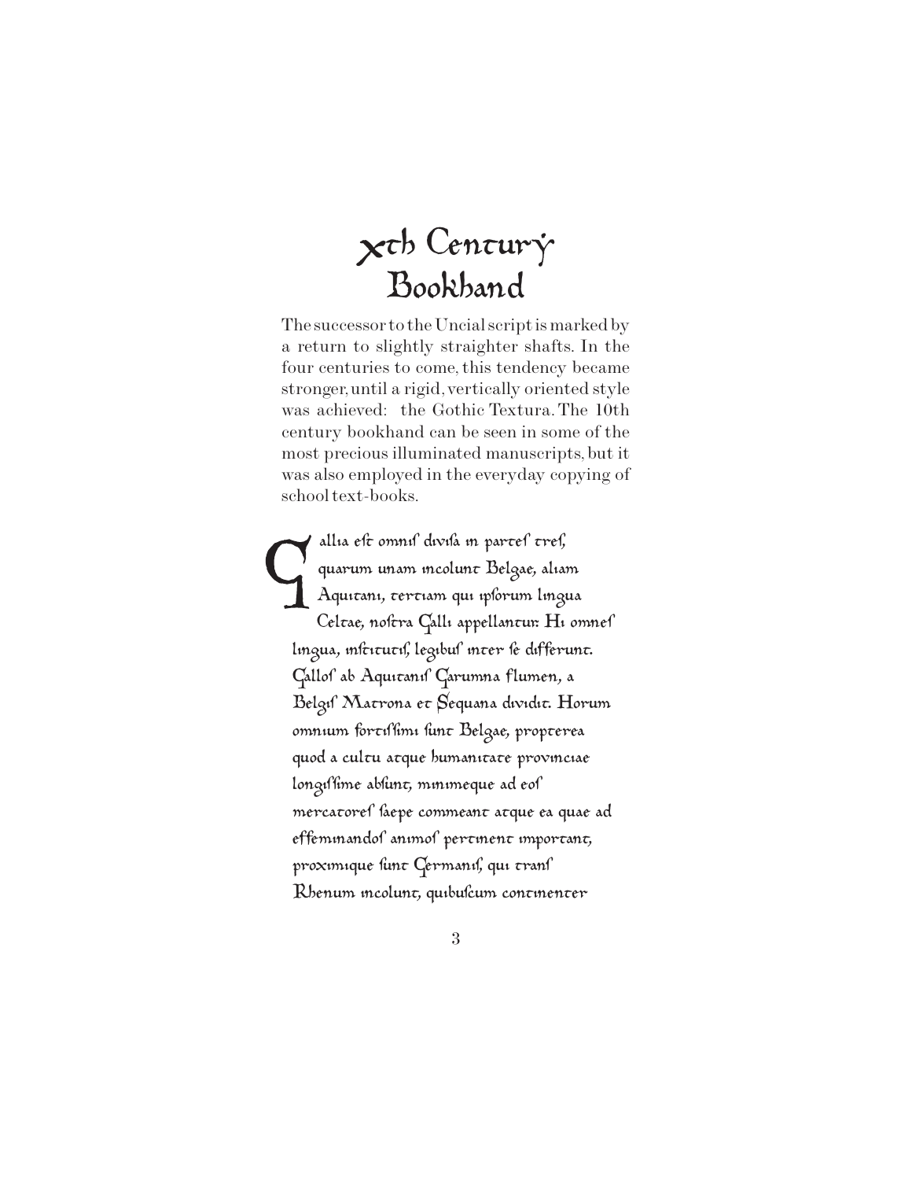# Xth Century Bookhand

The successor to the Uncial script is marked by a return to slightly straighter shafts. In the four centuries to come, this tendency became stronger, until a rigid, vertically oriented style was achieved: the Gothic Textura. The 10th century bookhand can be seen in some of the most precious illuminated manuscripts, but it was also employed in the everyday copying of school text-books.

Gallia eſt omniſ diviſa in parteſ treſ, quarum unam incolunt Belgae, aliam Aquitani, tertiam qui ipſorum lingua Celtae, noſtra Galli appellantur. Hi omneſ lingua, inſtitutiſ, legibuſ inter ſe differunt. Galloſ ab Aquitaniſ Garumna flumen, a Belgiſ Matrona et Sequana dividit. Horum omnium fortiſſimi ſunt Belgae, propterea quod a cultu atque humanitate provinciae longiſſime abſunt, minimeque ad eoſ mercatoreſ ſaepe commeant atque ea quae ad effeminandoſ animoſ pertinent important, proximique ſunt Germaniſ, qui tranſ Rhenum incolunt, quibuſcum continenter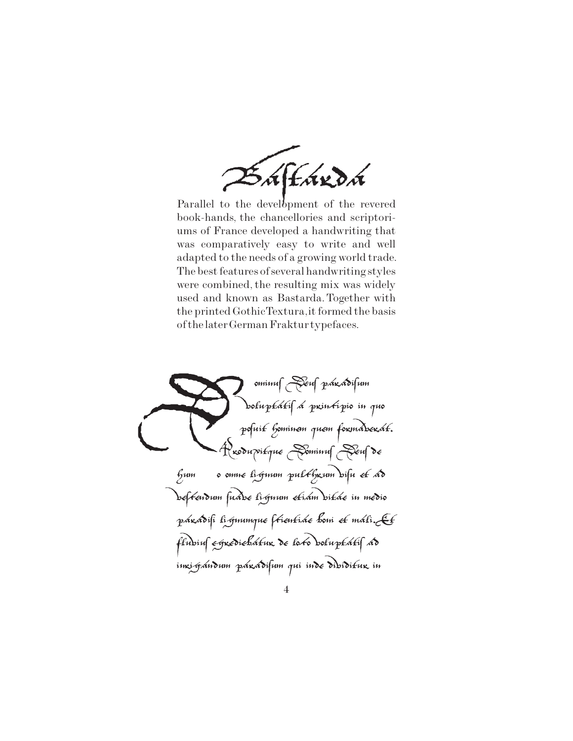# Bastarda

Parallel to the development of the revered book-hands, the chancellories and scriptoriums of France developed a handwriting that was comparatively easy to write and well adapted to the needs of a growing world trade. The best features of several handwriting styles were combined, the resulting mix was widely used and known as Bastarda. Together with the printed Gothic Textura, it formed the basis of the later German Fraktur typefaces.

Dominus Deus paradisum voluptatis a principio in quo posuit hominem quem formaverat. Produxitque Dominus Deus de hum o omne lignum pulchrum visu et ad vescendum suave lignum etiam vitae in medio paradisi lignumque scientiae boni et mali. Et fluvius egrediebatur de loco voluptatis ad inrigandum paradisum qui inde dividitur in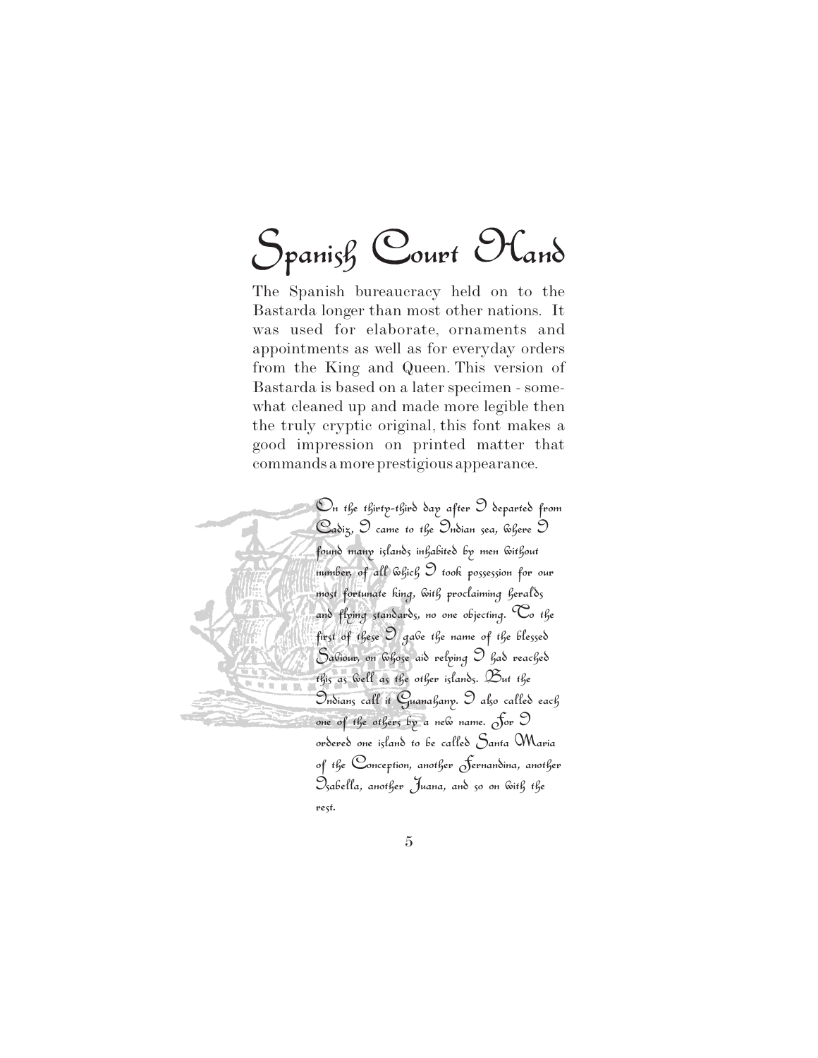# Spanish Court Hand

The Spanish bureaucracy held on to the Bastarda longer than most other nations. It was used for elaborate, ornaments and appointments as well as for everyday orders from the King and Queen. This version of Bastarda is based on a later specimen - somewhat cleaned up and made more legible then the truly cryptic original, this font makes a good impression on printed matter that commands a more prestigious appearance.

On the thirty-third day after I departed from Cadiz, I came to the Indian sea, where I found many islands inhabited by men without number, of all which I took possession for our most fortunate king, with proclaiming heralds and flying standards, no one objecting. To the first of these I gave the name of the blessed Saviour, on whose aid relying I had reached this as well as the other islands. But the Indians call it Guanahany. I also called each one of the others by a new name. For I ordered one island to be called Santa Maria of the Conception, another Fernandina, another Isabella, another Juana, and so on with the rest.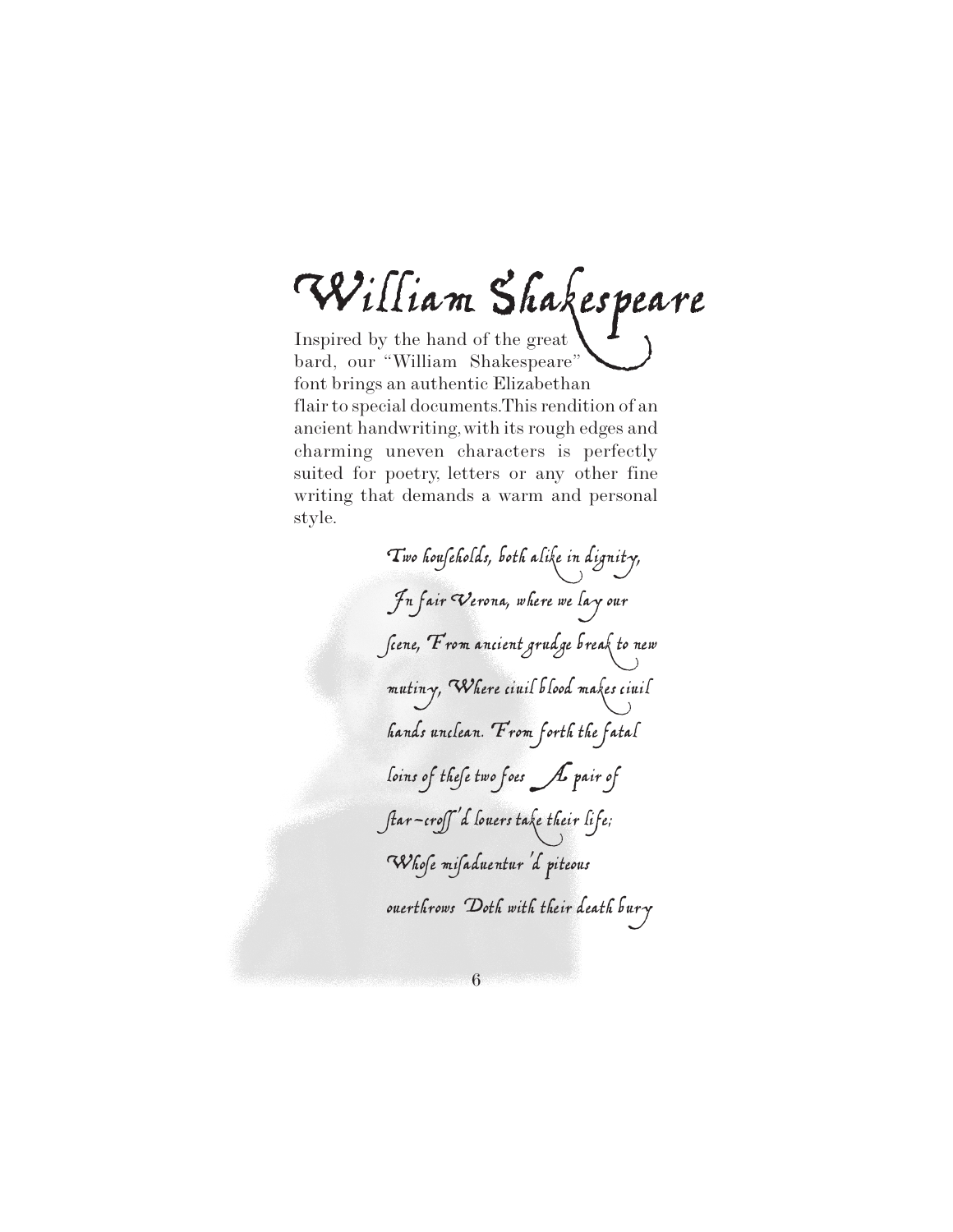# William Shakespeare

Inspired by the hand of the great bard, our “William Shakespeare” font brings an authentic Elizabethan flair to special documents.This rendition of an ancient handwriting, with its rough edges and charming uneven characters is perfectly suited for poetry, letters or any other fine writing that demands a warm and personal style.

*Two houſeholds, both alike in dignity, In fair Verona, where we lay our ſcene, From ancient grudge break to new mutiny, Where ciuil blood makes ciuil hands unclean. From forth the fatal loins of theſe two foes A pair of ſtar-croſſ'd louers take their life; Whoſe miſaduentur'd piteous ouerthrows Doth with their death bury*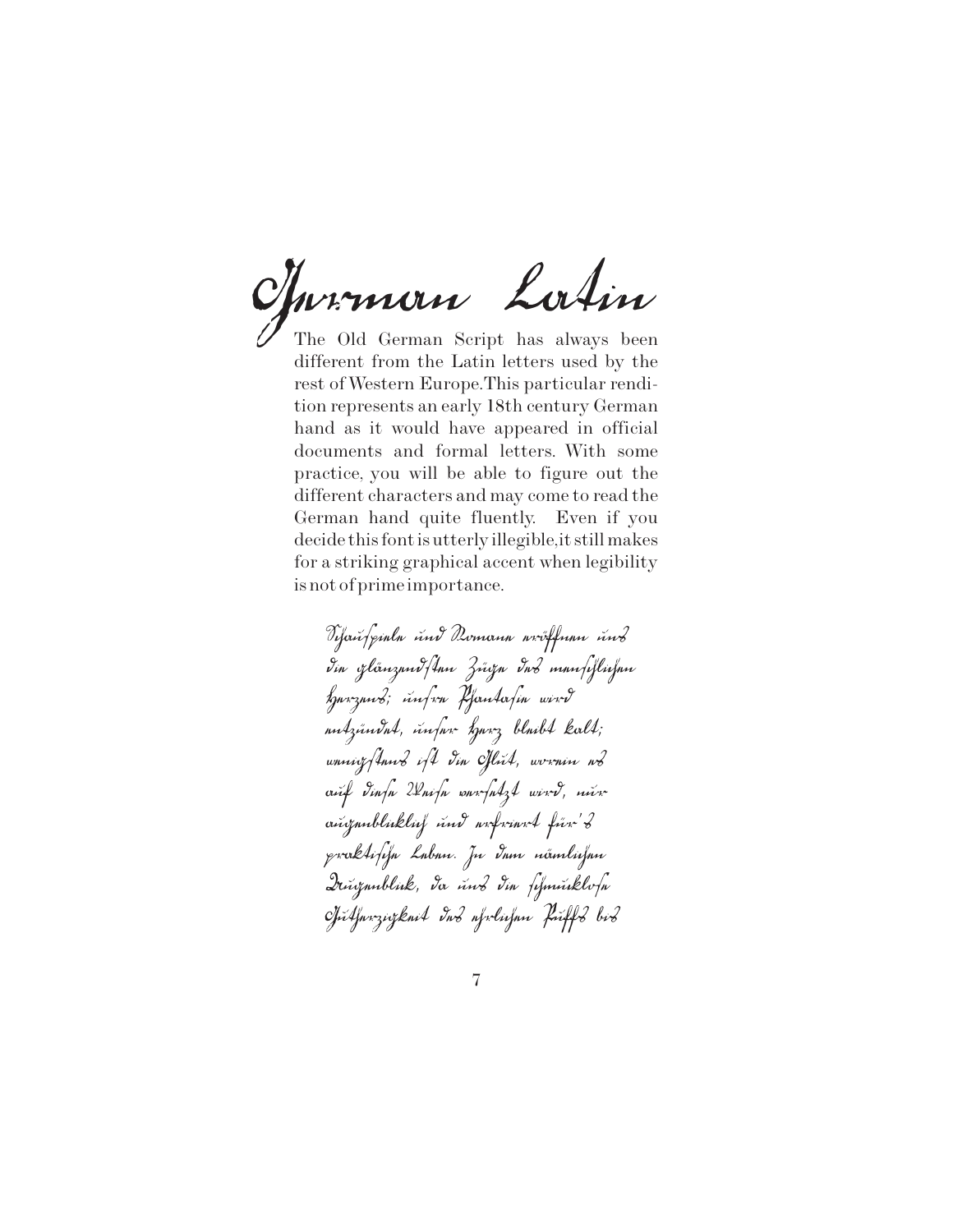# German Latin

The Old German Script has always been different from the Latin letters used by the rest of Western Europe.This particular rendition represents an early 18th century German hand as it would have appeared in official documents and formal letters. With some practice, you will be able to figure out the different characters and may come to read the German hand quite fluently. Even if you decide this font is utterly illegible,it still makes for a striking graphical accent when legibility is not of prime importance.

Schauspiele und Romane eröffnen uns
die glänzendsten Züge des menschlichen
Herzens; unsere Phantasie wird
entzündet, unser Herz bleibt kalt;
wenigstens ist die Glut, worein es
auf diese Weise versetzt wird, nur
augenblicklich und erfriert für's
praktische Leben. In dem nämlichen
Augenblick, da uns die schmucklose
Gutherzigkeit des ehrlichen Puffs bei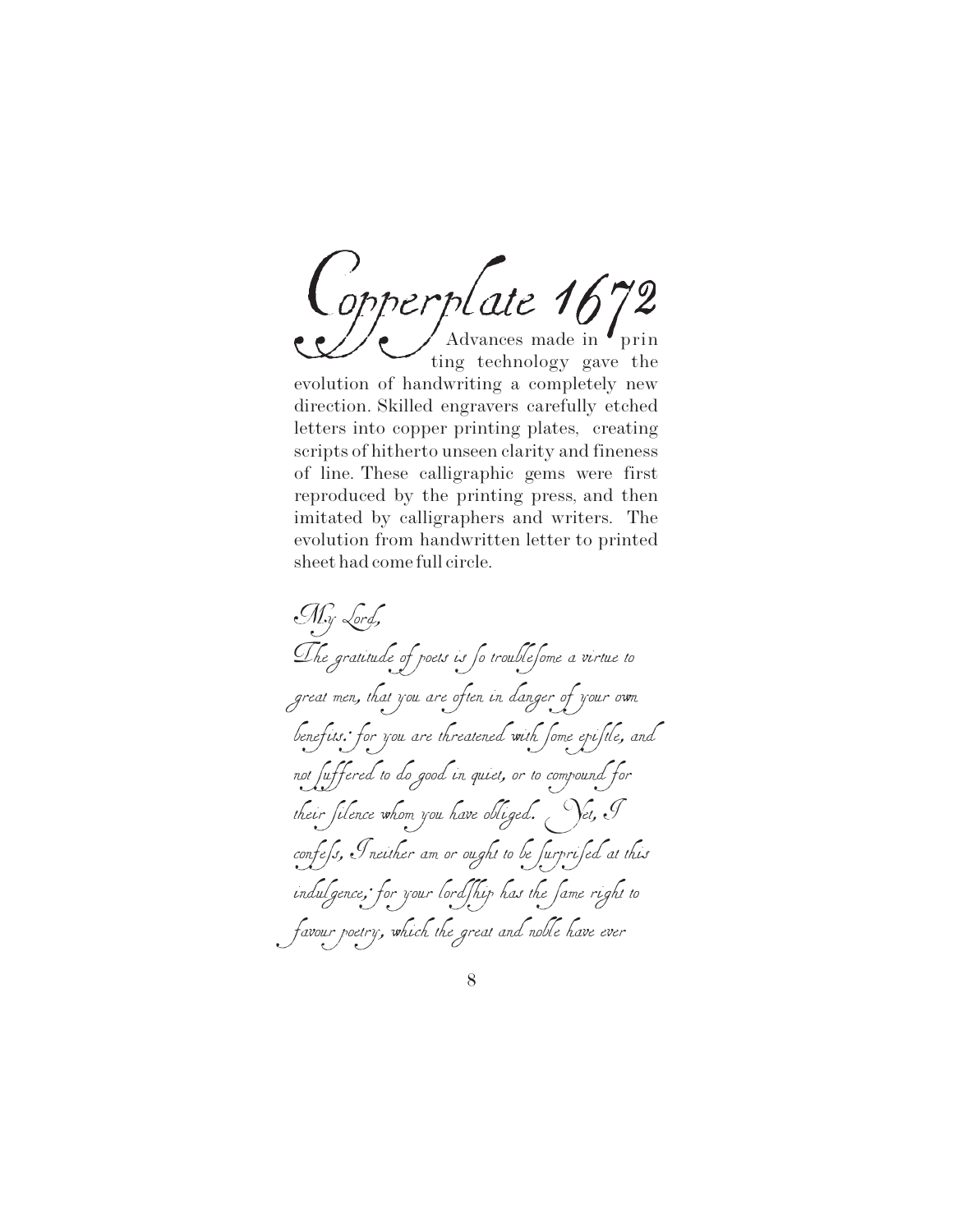# Copperplate 1672

Advances made in printing technology gave the evolution of handwriting a completely new direction. Skilled engravers carefully etched letters into copper printing plates, creating scripts of hitherto unseen clarity and fineness of line. These calligraphic gems were first reproduced by the printing press, and then imitated by calligraphers and writers. The evolution from handwritten letter to printed sheet had come full circle.

*My Lord,*

*The gratitude of poets is ſo troubleſome a virtue to great men, that you are often in danger of your own benefits: for you are threatened with ſome epiſtle, and not ſuffered to do good in quiet, or to compound for their ſilence whom you have obliged. Yet, I confeſs, I neither am or ought to be ſurpriſed at this indulgence; for your lordſhip has the ſame right to favour poetry, which the great and noble have ever*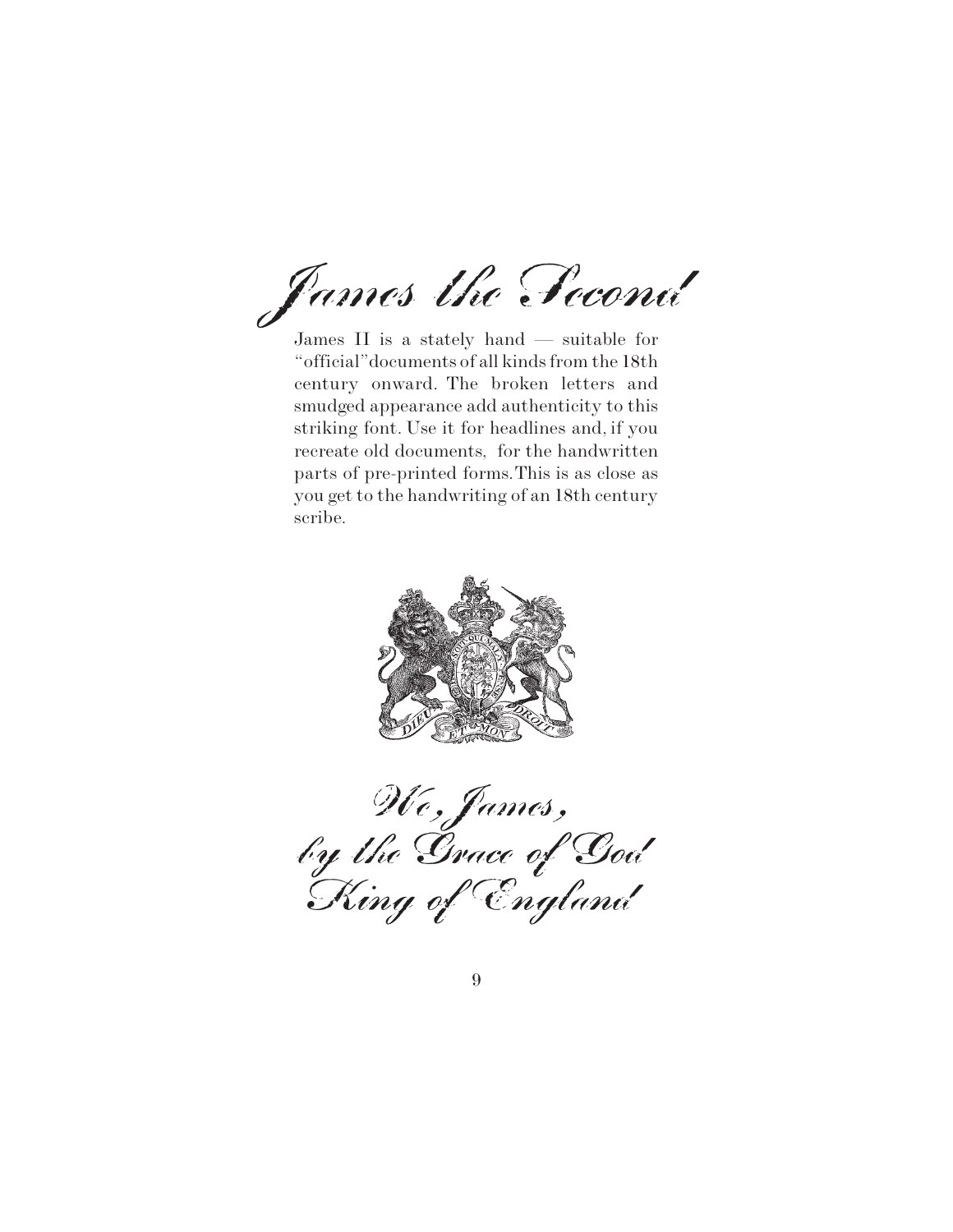# James the Second

James II is a stately hand — suitable for "official" documents of all kinds from the 18th century onward. The broken letters and smudged appearance add authenticity to this striking font. Use it for headlines and, if you recreate old documents, for the handwritten parts of pre-printed forms. This is as close as you get to the handwriting of an 18th century scribe.

We, James,
by the Grace of God
King of England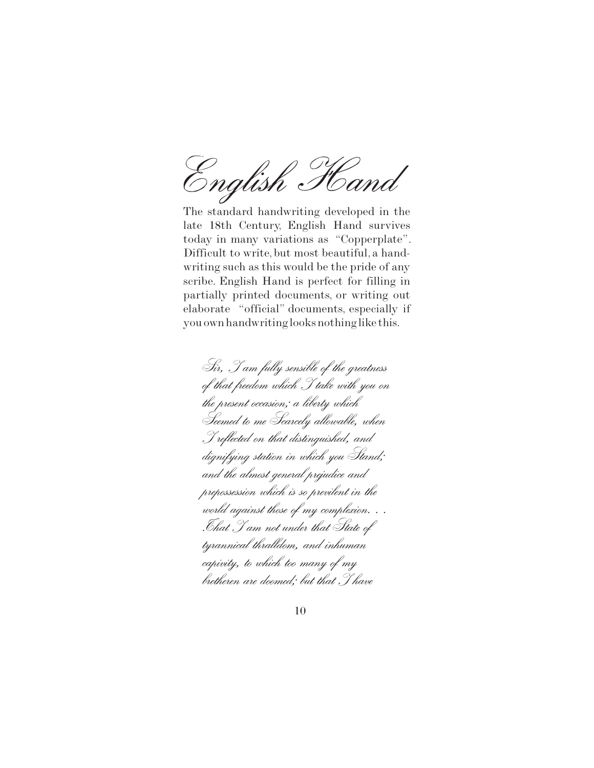# English Hand

The standard handwriting developed in the late 18th Century, English Hand survives today in many variations as "Copperplate". Difficult to write, but most beautiful, a handwriting such as this would be the pride of any scribe. English Hand is perfect for filling in partially printed documents, or writing out elaborate "official" documents, especially if you own handwriting looks nothing like this.

*Sir, I am fully sensible of the greatness of that freedom which I take with you on the present occasion; a liberty which Seemed to me Scarcely allowable, when I reflected on that distinguished, and dignifying station in which you Stand; and the almost general prejudice and prepossession which is so previlent in the world against those of my complexion. . . .That I am not under that State of tyrannical thralldom, and inhuman capivity, to which too many of my bretheren are doomed; but that I have*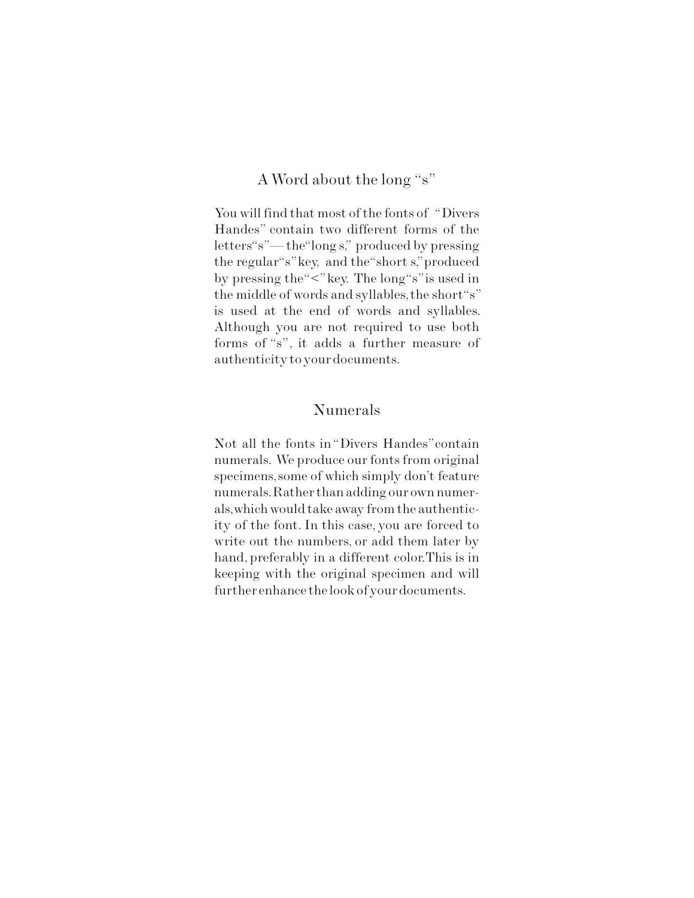## A Word about the long "s"

You will find that most of the fonts of "Divers Handes" contain two different forms of the letters "s"— the "long s," produced by pressing the regular "s" key, and the "short s," produced by pressing the "<" key. The long "s" is used in the middle of words and syllables, the short "s" is used at the end of words and syllables. Although you are not required to use both forms of "s", it adds a further measure of authenticity to your documents.

## Numerals

Not all the fonts in "Divers Handes" contain numerals. We produce our fonts from original specimens, some of which simply don't feature numerals. Rather than adding our own numerals, which would take away from the authenticity of the font. In this case, you are forced to write out the numbers, or add them later by hand, preferably in a different color. This is in keeping with the original specimen and will further enhance the look of your documents.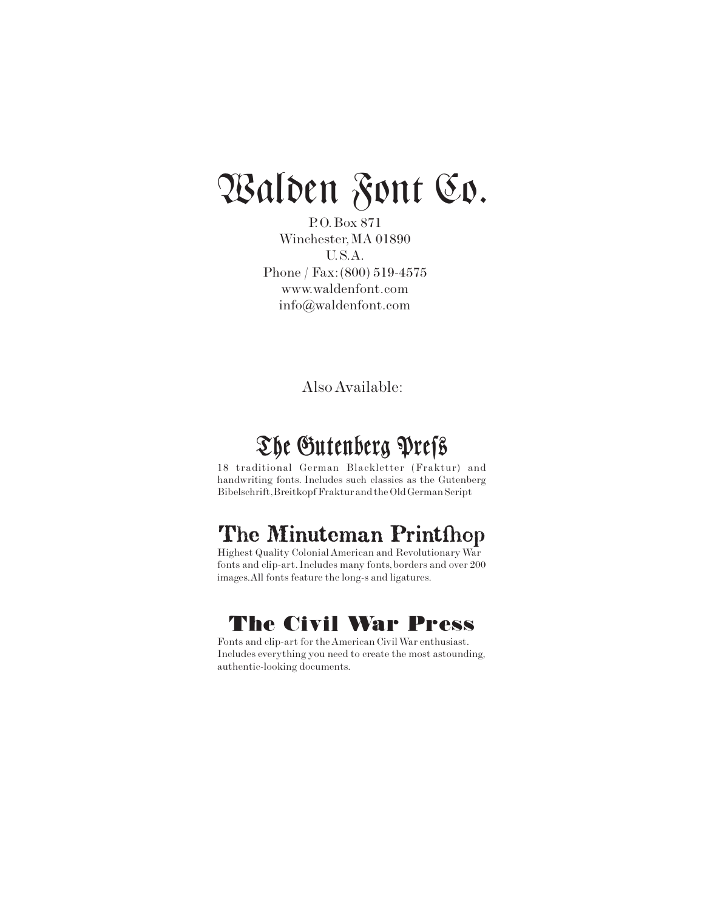# Walden Font Co.

P.O. Box 871
Winchester, MA 01890
U.S.A.
Phone / Fax: (800) 519-4575
www.waldenfont.com
info@waldenfont.com

Also Available:

## The Gutenberg Preſs

18 traditional German Blackletter (Fraktur) and handwriting fonts. Includes such classics as the Gutenberg Bibelschrift, Breitkopf Fraktur and the Old German Script

## The Minuteman Printſhop

Highest Quality Colonial American and Revolutionary War fonts and clip-art. Includes many fonts, borders and over 200 images. All fonts feature the long-s and ligatures.

## The Civil War Press

Fonts and clip-art for the American Civil War enthusiast. Includes everything you need to create the most astounding, authentic-looking documents.